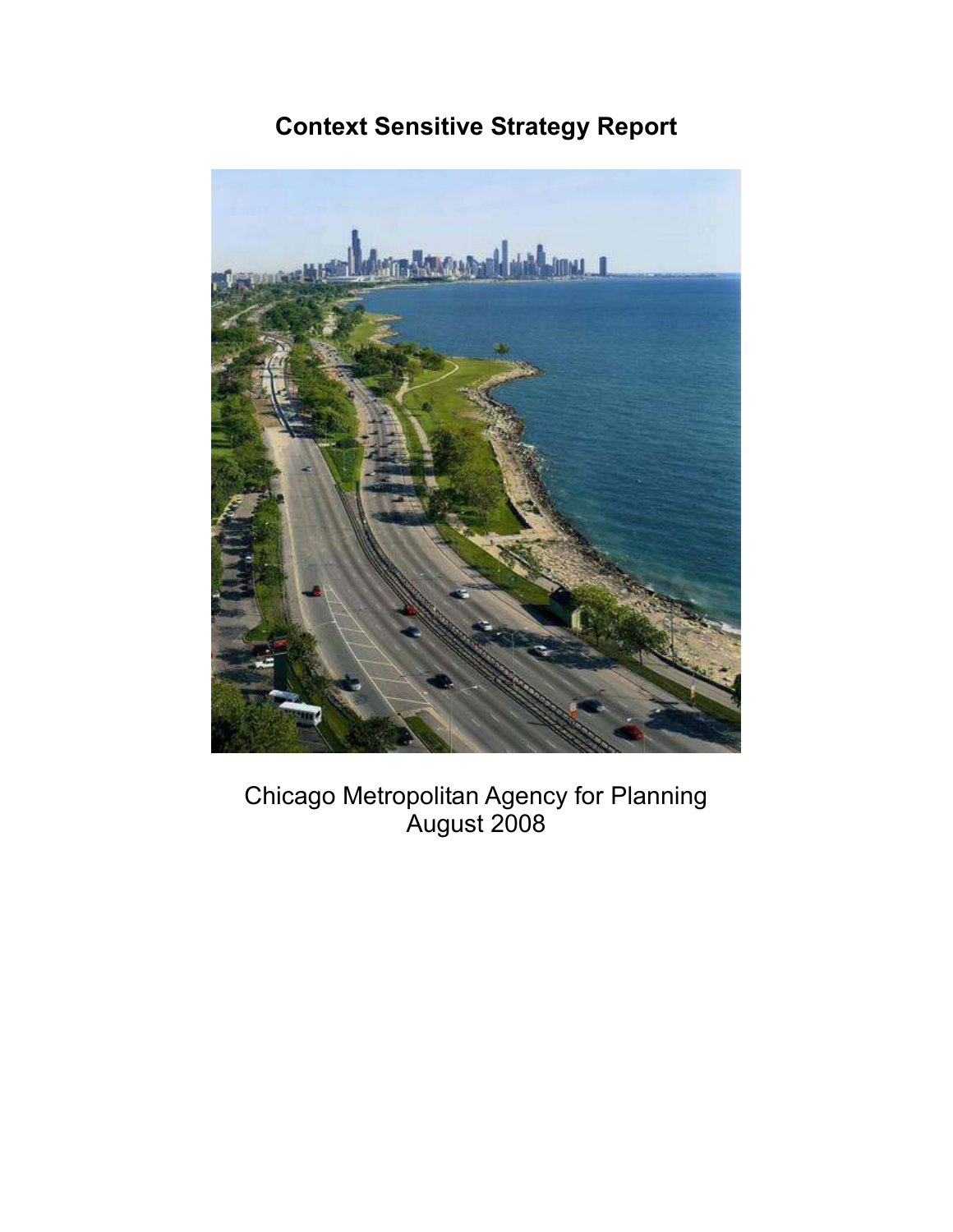# Context Sensitive Strategy Report

Chicago Metropolitan Agency for Planning
August 2008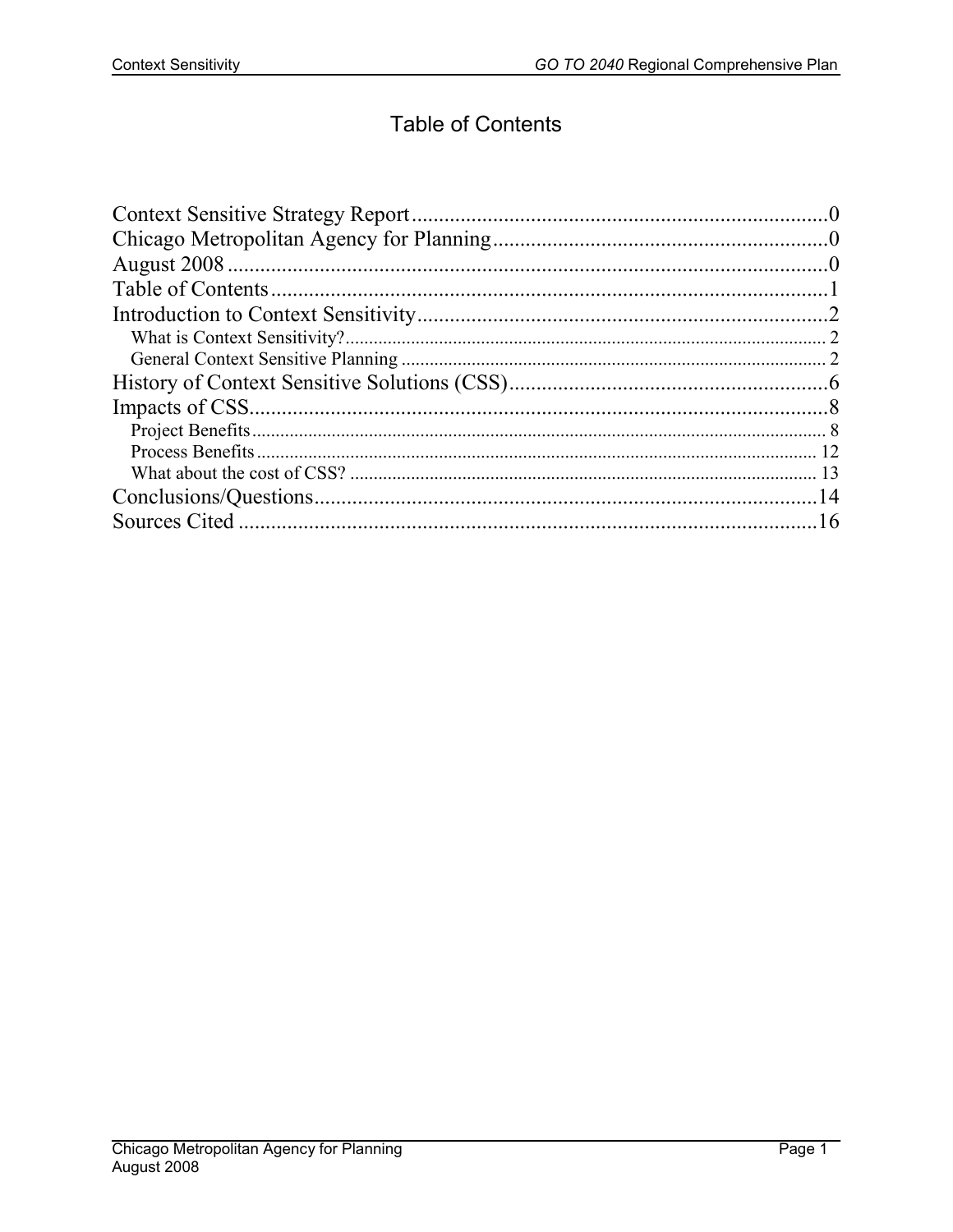# Table of Contents

Context Sensitive Strategy Report ..... 0
Chicago Metropolitan Agency for Planning ..... 0
August 2008 ..... 0
Table of Contents ..... 1
Introduction to Context Sensitivity ..... 2
- What is Context Sensitivity? ..... 2
- General Context Sensitive Planning ..... 2

History of Context Sensitive Solutions (CSS) ..... 6
Impacts of CSS ..... 8
- Project Benefits ..... 8
- Process Benefits ..... 12
- What about the cost of CSS? ..... 13

Conclusions/Questions ..... 14
Sources Cited ..... 16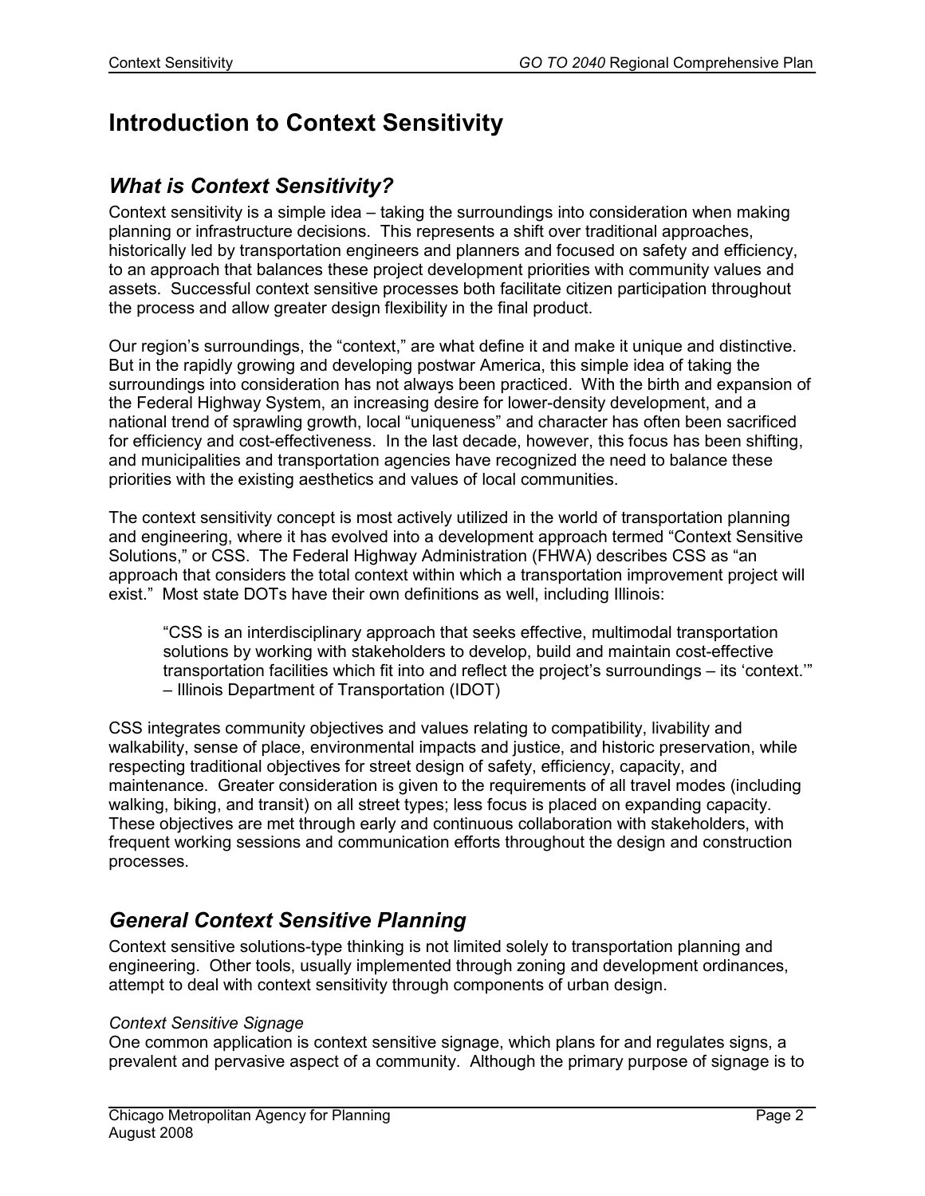# Introduction to Context Sensitivity

## *What is Context Sensitivity?*

Context sensitivity is a simple idea – taking the surroundings into consideration when making planning or infrastructure decisions. This represents a shift over traditional approaches, historically led by transportation engineers and planners and focused on safety and efficiency, to an approach that balances these project development priorities with community values and assets. Successful context sensitive processes both facilitate citizen participation throughout the process and allow greater design flexibility in the final product.

Our region's surroundings, the "context," are what define it and make it unique and distinctive. But in the rapidly growing and developing postwar America, this simple idea of taking the surroundings into consideration has not always been practiced. With the birth and expansion of the Federal Highway System, an increasing desire for lower-density development, and a national trend of sprawling growth, local "uniqueness" and character has often been sacrificed for efficiency and cost-effectiveness. In the last decade, however, this focus has been shifting, and municipalities and transportation agencies have recognized the need to balance these priorities with the existing aesthetics and values of local communities.

The context sensitivity concept is most actively utilized in the world of transportation planning and engineering, where it has evolved into a development approach termed "Context Sensitive Solutions," or CSS. The Federal Highway Administration (FHWA) describes CSS as "an approach that considers the total context within which a transportation improvement project will exist." Most state DOTs have their own definitions as well, including Illinois:

> "CSS is an interdisciplinary approach that seeks effective, multimodal transportation solutions by working with stakeholders to develop, build and maintain cost-effective transportation facilities which fit into and reflect the project's surroundings – its 'context.'" – Illinois Department of Transportation (IDOT)

CSS integrates community objectives and values relating to compatibility, livability and walkability, sense of place, environmental impacts and justice, and historic preservation, while respecting traditional objectives for street design of safety, efficiency, capacity, and maintenance. Greater consideration is given to the requirements of all travel modes (including walking, biking, and transit) on all street types; less focus is placed on expanding capacity. These objectives are met through early and continuous collaboration with stakeholders, with frequent working sessions and communication efforts throughout the design and construction processes.

## *General Context Sensitive Planning*

Context sensitive solutions-type thinking is not limited solely to transportation planning and engineering. Other tools, usually implemented through zoning and development ordinances, attempt to deal with context sensitivity through components of urban design.

*Context Sensitive Signage*

One common application is context sensitive signage, which plans for and regulates signs, a prevalent and pervasive aspect of a community. Although the primary purpose of signage is to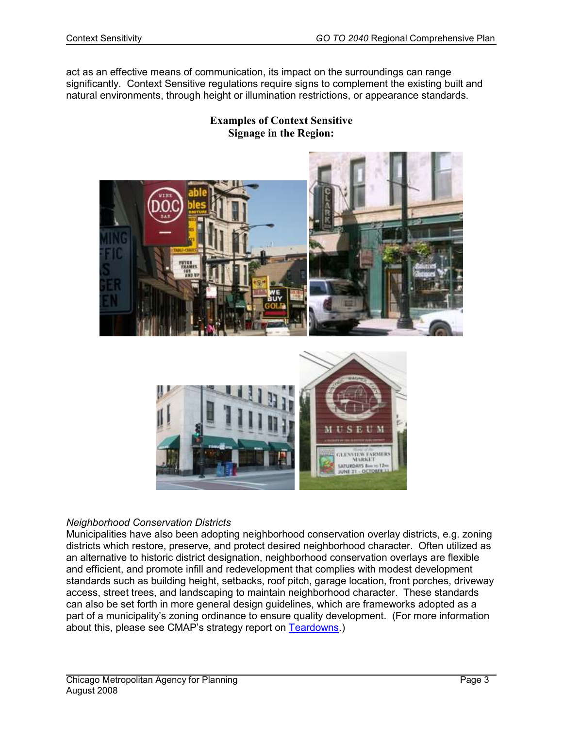act as an effective means of communication, its impact on the surroundings can range significantly. Context Sensitive regulations require signs to complement the existing built and natural environments, through height or illumination restrictions, or appearance standards.

**Examples of Context Sensitive Signage in the Region:**

*Neighborhood Conservation Districts*

Municipalities have also been adopting neighborhood conservation overlay districts, e.g. zoning districts which restore, preserve, and protect desired neighborhood character. Often utilized as an alternative to historic district designation, neighborhood conservation overlays are flexible and efficient, and promote infill and redevelopment that complies with modest development standards such as building height, setbacks, roof pitch, garage location, front porches, driveway access, street trees, and landscaping to maintain neighborhood character. These standards can also be set forth in more general design guidelines, which are frameworks adopted as a part of a municipality's zoning ordinance to ensure quality development. (For more information about this, please see CMAP's strategy report on Teardowns.)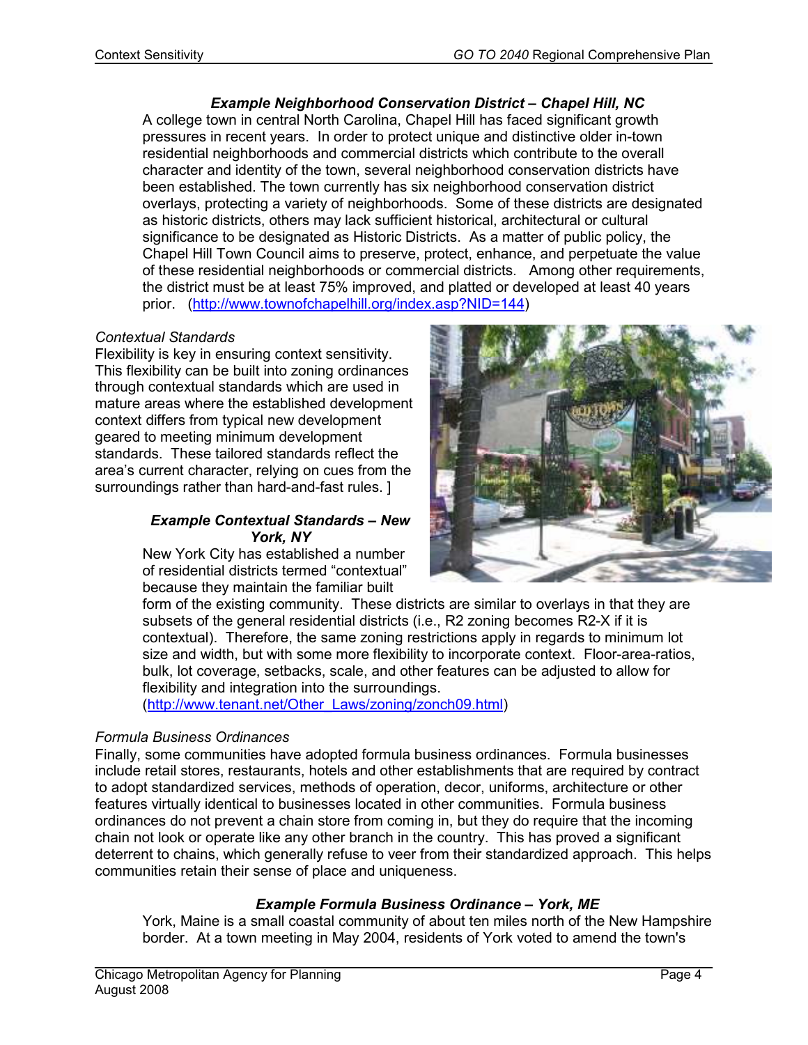### *Example Neighborhood Conservation District – Chapel Hill, NC*

A college town in central North Carolina, Chapel Hill has faced significant growth pressures in recent years. In order to protect unique and distinctive older in-town residential neighborhoods and commercial districts which contribute to the overall character and identity of the town, several neighborhood conservation districts have been established. The town currently has six neighborhood conservation district overlays, protecting a variety of neighborhoods. Some of these districts are designated as historic districts, others may lack sufficient historical, architectural or cultural significance to be designated as Historic Districts. As a matter of public policy, the Chapel Hill Town Council aims to preserve, protect, enhance, and perpetuate the value of these residential neighborhoods or commercial districts. Among other requirements, the district must be at least 75% improved, and platted or developed at least 40 years prior. (http://www.townofchapelhill.org/index.asp?NID=144)

*Contextual Standards*

Flexibility is key in ensuring context sensitivity. This flexibility can be built into zoning ordinances through contextual standards which are used in mature areas where the established development context differs from typical new development geared to meeting minimum development standards. These tailored standards reflect the area's current character, relying on cues from the surroundings rather than hard-and-fast rules. ]

### *Example Contextual Standards – New York, NY*

New York City has established a number of residential districts termed "contextual" because they maintain the familiar built form of the existing community. These districts are similar to overlays in that they are subsets of the general residential districts (i.e., R2 zoning becomes R2-X if it is contextual). Therefore, the same zoning restrictions apply in regards to minimum lot size and width, but with some more flexibility to incorporate context. Floor-area-ratios, bulk, lot coverage, setbacks, scale, and other features can be adjusted to allow for flexibility and integration into the surroundings.
(http://www.tenant.net/Other_Laws/zoning/zonch09.html)

*Formula Business Ordinances*

Finally, some communities have adopted formula business ordinances. Formula businesses include retail stores, restaurants, hotels and other establishments that are required by contract to adopt standardized services, methods of operation, decor, uniforms, architecture or other features virtually identical to businesses located in other communities. Formula business ordinances do not prevent a chain store from coming in, but they do require that the incoming chain not look or operate like any other branch in the country. This has proved a significant deterrent to chains, which generally refuse to veer from their standardized approach. This helps communities retain their sense of place and uniqueness.

### *Example Formula Business Ordinance – York, ME*

York, Maine is a small coastal community of about ten miles north of the New Hampshire border. At a town meeting in May 2004, residents of York voted to amend the town's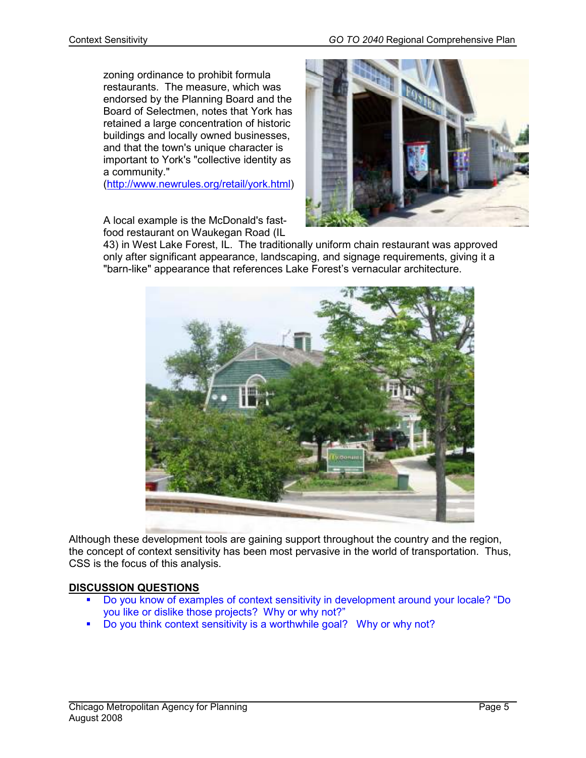zoning ordinance to prohibit formula restaurants. The measure, which was endorsed by the Planning Board and the Board of Selectmen, notes that York has retained a large concentration of historic buildings and locally owned businesses, and that the town's unique character is important to York's "collective identity as a community." (http://www.newrules.org/retail/york.html)

A local example is the McDonald's fast-food restaurant on Waukegan Road (IL 43) in West Lake Forest, IL. The traditionally uniform chain restaurant was approved only after significant appearance, landscaping, and signage requirements, giving it a "barn-like" appearance that references Lake Forest's vernacular architecture.

Although these development tools are gaining support throughout the country and the region, the concept of context sensitivity has been most pervasive in the world of transportation. Thus, CSS is the focus of this analysis.

**DISCUSSION QUESTIONS**

- Do you know of examples of context sensitivity in development around your locale? "Do you like or dislike those projects? Why or why not?"
- Do you think context sensitivity is a worthwhile goal? Why or why not?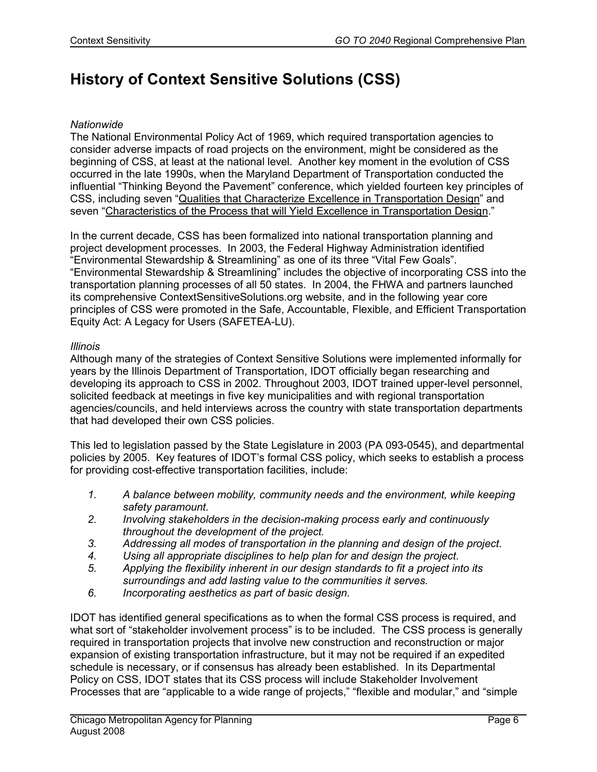# History of Context Sensitive Solutions (CSS)

*Nationwide*

The National Environmental Policy Act of 1969, which required transportation agencies to consider adverse impacts of road projects on the environment, might be considered as the beginning of CSS, at least at the national level. Another key moment in the evolution of CSS occurred in the late 1990s, when the Maryland Department of Transportation conducted the influential "Thinking Beyond the Pavement" conference, which yielded fourteen key principles of CSS, including seven "Qualities that Characterize Excellence in Transportation Design" and seven "Characteristics of the Process that will Yield Excellence in Transportation Design."

In the current decade, CSS has been formalized into national transportation planning and project development processes. In 2003, the Federal Highway Administration identified "Environmental Stewardship & Streamlining" as one of its three "Vital Few Goals". "Environmental Stewardship & Streamlining" includes the objective of incorporating CSS into the transportation planning processes of all 50 states. In 2004, the FHWA and partners launched its comprehensive ContextSensitiveSolutions.org website, and in the following year core principles of CSS were promoted in the Safe, Accountable, Flexible, and Efficient Transportation Equity Act: A Legacy for Users (SAFETEA-LU).

*Illinois*

Although many of the strategies of Context Sensitive Solutions were implemented informally for years by the Illinois Department of Transportation, IDOT officially began researching and developing its approach to CSS in 2002. Throughout 2003, IDOT trained upper-level personnel, solicited feedback at meetings in five key municipalities and with regional transportation agencies/councils, and held interviews across the country with state transportation departments that had developed their own CSS policies.

This led to legislation passed by the State Legislature in 2003 (PA 093-0545), and departmental policies by 2005. Key features of IDOT's formal CSS policy, which seeks to establish a process for providing cost-effective transportation facilities, include:

1. *A balance between mobility, community needs and the environment, while keeping safety paramount.*
2. *Involving stakeholders in the decision-making process early and continuously throughout the development of the project.*
3. *Addressing all modes of transportation in the planning and design of the project.*
4. *Using all appropriate disciplines to help plan for and design the project.*
5. *Applying the flexibility inherent in our design standards to fit a project into its surroundings and add lasting value to the communities it serves.*
6. *Incorporating aesthetics as part of basic design.*

IDOT has identified general specifications as to when the formal CSS process is required, and what sort of "stakeholder involvement process" is to be included. The CSS process is generally required in transportation projects that involve new construction and reconstruction or major expansion of existing transportation infrastructure, but it may not be required if an expedited schedule is necessary, or if consensus has already been established. In its Departmental Policy on CSS, IDOT states that its CSS process will include Stakeholder Involvement Processes that are "applicable to a wide range of projects," "flexible and modular," and "simple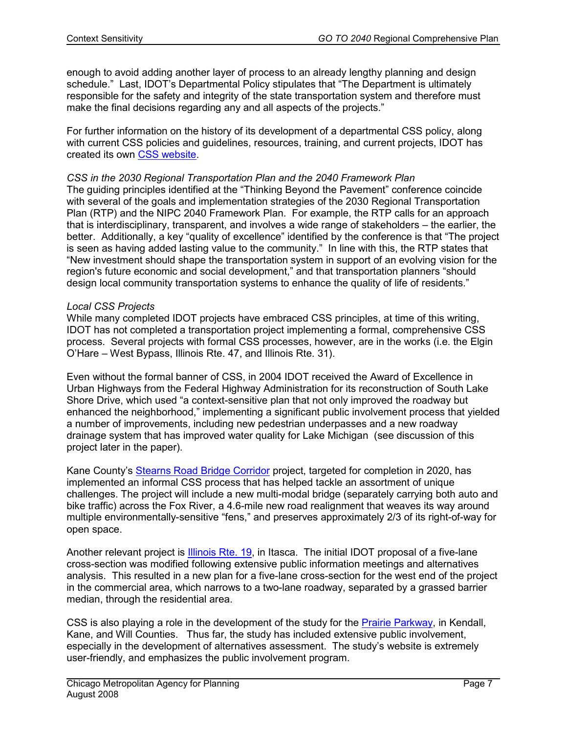enough to avoid adding another layer of process to an already lengthy planning and design schedule." Last, IDOT's Departmental Policy stipulates that "The Department is ultimately responsible for the safety and integrity of the state transportation system and therefore must make the final decisions regarding any and all aspects of the projects."

For further information on the history of its development of a departmental CSS policy, along with current CSS policies and guidelines, resources, training, and current projects, IDOT has created its own CSS website.

*CSS in the 2030 Regional Transportation Plan and the 2040 Framework Plan*

The guiding principles identified at the "Thinking Beyond the Pavement" conference coincide with several of the goals and implementation strategies of the 2030 Regional Transportation Plan (RTP) and the NIPC 2040 Framework Plan. For example, the RTP calls for an approach that is interdisciplinary, transparent, and involves a wide range of stakeholders – the earlier, the better. Additionally, a key "quality of excellence" identified by the conference is that "The project is seen as having added lasting value to the community." In line with this, the RTP states that "New investment should shape the transportation system in support of an evolving vision for the region's future economic and social development," and that transportation planners "should design local community transportation systems to enhance the quality of life of residents."

*Local CSS Projects*

While many completed IDOT projects have embraced CSS principles, at time of this writing, IDOT has not completed a transportation project implementing a formal, comprehensive CSS process. Several projects with formal CSS processes, however, are in the works (i.e. the Elgin O'Hare – West Bypass, Illinois Rte. 47, and Illinois Rte. 31).

Even without the formal banner of CSS, in 2004 IDOT received the Award of Excellence in Urban Highways from the Federal Highway Administration for its reconstruction of South Lake Shore Drive, which used "a context-sensitive plan that not only improved the roadway but enhanced the neighborhood," implementing a significant public involvement process that yielded a number of improvements, including new pedestrian underpasses and a new roadway drainage system that has improved water quality for Lake Michigan (see discussion of this project later in the paper).

Kane County's Stearns Road Bridge Corridor project, targeted for completion in 2020, has implemented an informal CSS process that has helped tackle an assortment of unique challenges. The project will include a new multi-modal bridge (separately carrying both auto and bike traffic) across the Fox River, a 4.6-mile new road realignment that weaves its way around multiple environmentally-sensitive "fens," and preserves approximately 2/3 of its right-of-way for open space.

Another relevant project is Illinois Rte. 19, in Itasca. The initial IDOT proposal of a five-lane cross-section was modified following extensive public information meetings and alternatives analysis. This resulted in a new plan for a five-lane cross-section for the west end of the project in the commercial area, which narrows to a two-lane roadway, separated by a grassed barrier median, through the residential area.

CSS is also playing a role in the development of the study for the Prairie Parkway, in Kendall, Kane, and Will Counties. Thus far, the study has included extensive public involvement, especially in the development of alternatives assessment. The study's website is extremely user-friendly, and emphasizes the public involvement program.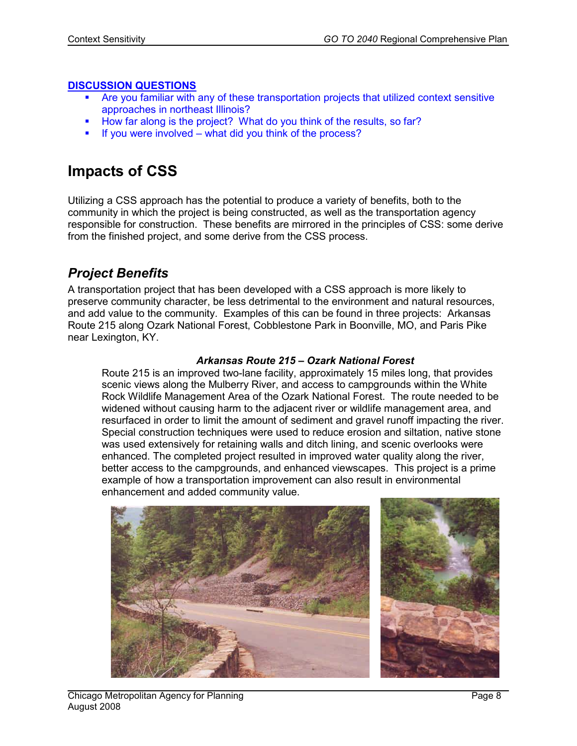**DISCUSSION QUESTIONS**

- Are you familiar with any of these transportation projects that utilized context sensitive approaches in northeast Illinois?
- How far along is the project? What do you think of the results, so far?
- If you were involved – what did you think of the process?

# Impacts of CSS

Utilizing a CSS approach has the potential to produce a variety of benefits, both to the community in which the project is being constructed, as well as the transportation agency responsible for construction. These benefits are mirrored in the principles of CSS: some derive from the finished project, and some derive from the CSS process.

## *Project Benefits*

A transportation project that has been developed with a CSS approach is more likely to preserve community character, be less detrimental to the environment and natural resources, and add value to the community. Examples of this can be found in three projects: Arkansas Route 215 along Ozark National Forest, Cobblestone Park in Boonville, MO, and Paris Pike near Lexington, KY.

***Arkansas Route 215 – Ozark National Forest***

Route 215 is an improved two-lane facility, approximately 15 miles long, that provides scenic views along the Mulberry River, and access to campgrounds within the White Rock Wildlife Management Area of the Ozark National Forest. The route needed to be widened without causing harm to the adjacent river or wildlife management area, and resurfaced in order to limit the amount of sediment and gravel runoff impacting the river. Special construction techniques were used to reduce erosion and siltation, native stone was used extensively for retaining walls and ditch lining, and scenic overlooks were enhanced. The completed project resulted in improved water quality along the river, better access to the campgrounds, and enhanced viewscapes. This project is a prime example of how a transportation improvement can also result in environmental enhancement and added community value.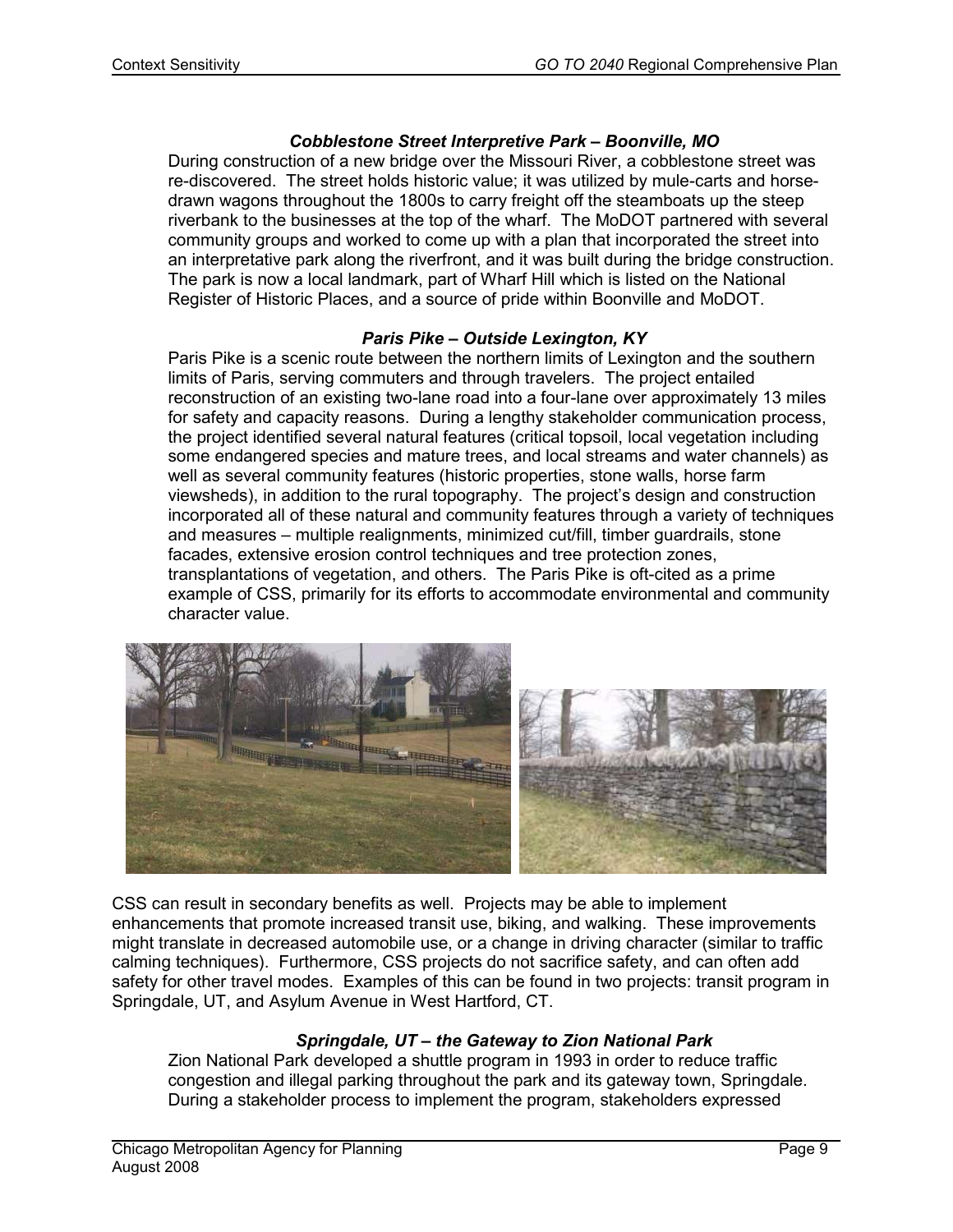### *Cobblestone Street Interpretive Park – Boonville, MO*

During construction of a new bridge over the Missouri River, a cobblestone street was re-discovered. The street holds historic value; it was utilized by mule-carts and horse-drawn wagons throughout the 1800s to carry freight off the steamboats up the steep riverbank to the businesses at the top of the wharf. The MoDOT partnered with several community groups and worked to come up with a plan that incorporated the street into an interpretative park along the riverfront, and it was built during the bridge construction. The park is now a local landmark, part of Wharf Hill which is listed on the National Register of Historic Places, and a source of pride within Boonville and MoDOT.

### *Paris Pike – Outside Lexington, KY*

Paris Pike is a scenic route between the northern limits of Lexington and the southern limits of Paris, serving commuters and through travelers. The project entailed reconstruction of an existing two-lane road into a four-lane over approximately 13 miles for safety and capacity reasons. During a lengthy stakeholder communication process, the project identified several natural features (critical topsoil, local vegetation including some endangered species and mature trees, and local streams and water channels) as well as several community features (historic properties, stone walls, horse farm viewsheds), in addition to the rural topography. The project's design and construction incorporated all of these natural and community features through a variety of techniques and measures – multiple realignments, minimized cut/fill, timber guardrails, stone facades, extensive erosion control techniques and tree protection zones, transplantations of vegetation, and others. The Paris Pike is oft-cited as a prime example of CSS, primarily for its efforts to accommodate environmental and community character value.

CSS can result in secondary benefits as well. Projects may be able to implement enhancements that promote increased transit use, biking, and walking. These improvements might translate in decreased automobile use, or a change in driving character (similar to traffic calming techniques). Furthermore, CSS projects do not sacrifice safety, and can often add safety for other travel modes. Examples of this can be found in two projects: transit program in Springdale, UT, and Asylum Avenue in West Hartford, CT.

### *Springdale, UT – the Gateway to Zion National Park*

Zion National Park developed a shuttle program in 1993 in order to reduce traffic congestion and illegal parking throughout the park and its gateway town, Springdale. During a stakeholder process to implement the program, stakeholders expressed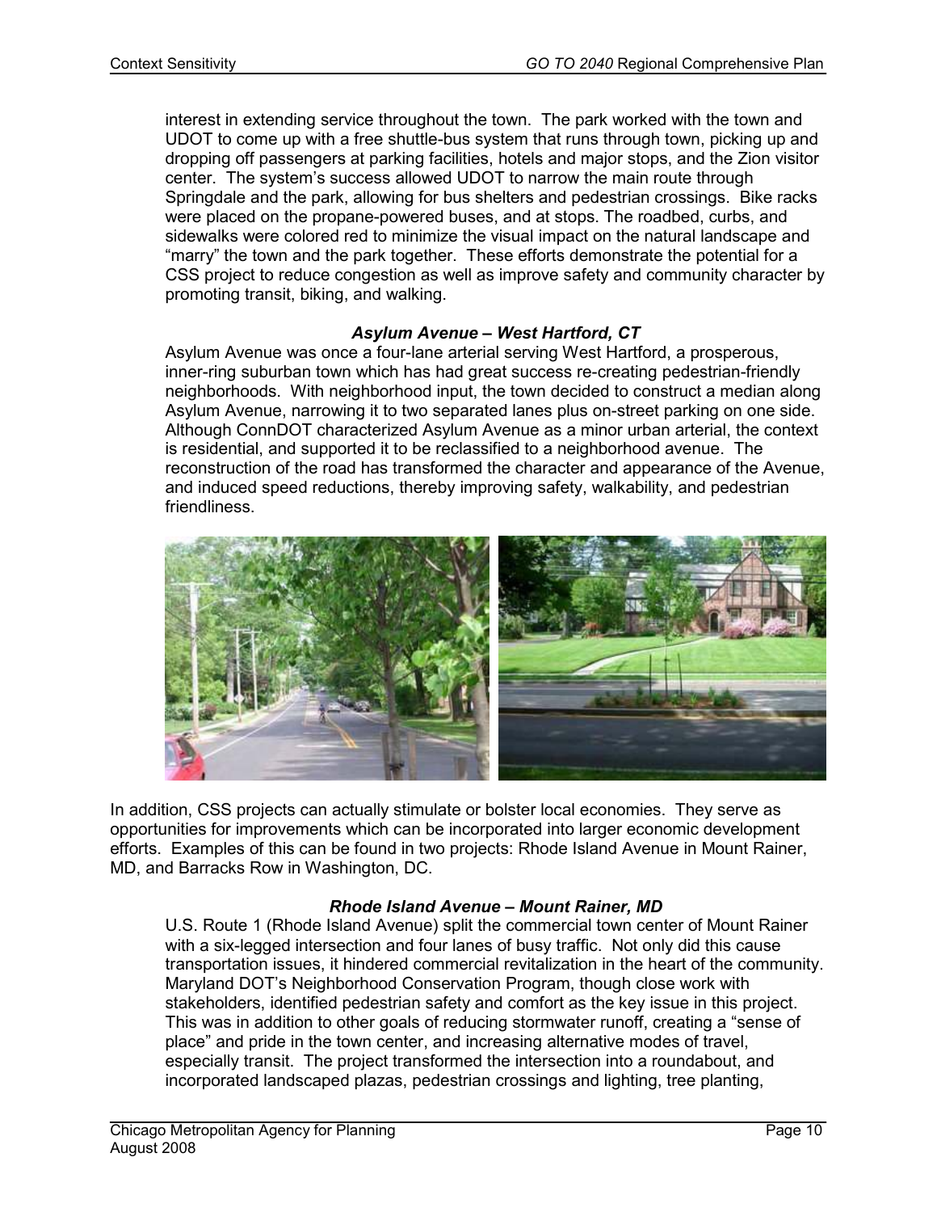interest in extending service throughout the town. The park worked with the town and UDOT to come up with a free shuttle-bus system that runs through town, picking up and dropping off passengers at parking facilities, hotels and major stops, and the Zion visitor center. The system's success allowed UDOT to narrow the main route through Springdale and the park, allowing for bus shelters and pedestrian crossings. Bike racks were placed on the propane-powered buses, and at stops. The roadbed, curbs, and sidewalks were colored red to minimize the visual impact on the natural landscape and "marry" the town and the park together. These efforts demonstrate the potential for a CSS project to reduce congestion as well as improve safety and community character by promoting transit, biking, and walking.

***Asylum Avenue – West Hartford, CT***

Asylum Avenue was once a four-lane arterial serving West Hartford, a prosperous, inner-ring suburban town which has had great success re-creating pedestrian-friendly neighborhoods. With neighborhood input, the town decided to construct a median along Asylum Avenue, narrowing it to two separated lanes plus on-street parking on one side. Although ConnDOT characterized Asylum Avenue as a minor urban arterial, the context is residential, and supported it to be reclassified to a neighborhood avenue. The reconstruction of the road has transformed the character and appearance of the Avenue, and induced speed reductions, thereby improving safety, walkability, and pedestrian friendliness.

In addition, CSS projects can actually stimulate or bolster local economies. They serve as opportunities for improvements which can be incorporated into larger economic development efforts. Examples of this can be found in two projects: Rhode Island Avenue in Mount Rainer, MD, and Barracks Row in Washington, DC.

***Rhode Island Avenue – Mount Rainer, MD***

U.S. Route 1 (Rhode Island Avenue) split the commercial town center of Mount Rainer with a six-legged intersection and four lanes of busy traffic. Not only did this cause transportation issues, it hindered commercial revitalization in the heart of the community. Maryland DOT's Neighborhood Conservation Program, though close work with stakeholders, identified pedestrian safety and comfort as the key issue in this project. This was in addition to other goals of reducing stormwater runoff, creating a "sense of place" and pride in the town center, and increasing alternative modes of travel, especially transit. The project transformed the intersection into a roundabout, and incorporated landscaped plazas, pedestrian crossings and lighting, tree planting,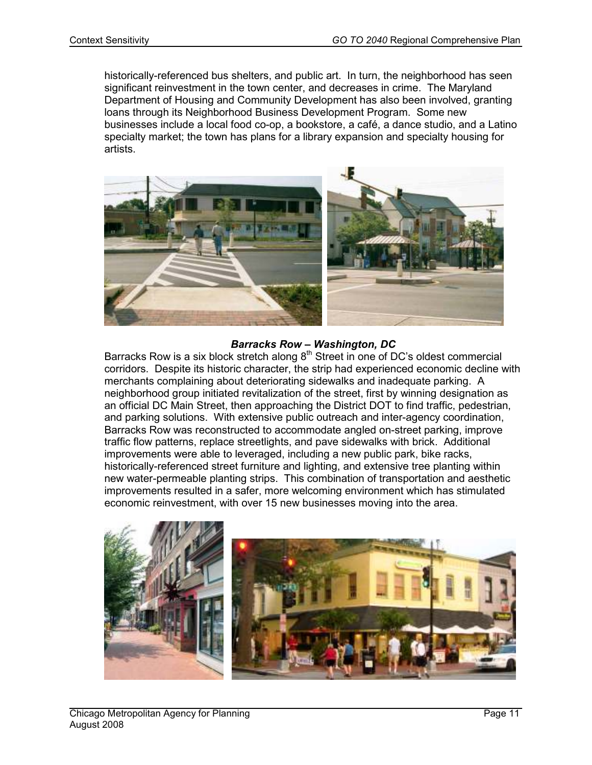historically-referenced bus shelters, and public art. In turn, the neighborhood has seen significant reinvestment in the town center, and decreases in crime. The Maryland Department of Housing and Community Development has also been involved, granting loans through its Neighborhood Business Development Program. Some new businesses include a local food co-op, a bookstore, a café, a dance studio, and a Latino specialty market; the town has plans for a library expansion and specialty housing for artists.

***Barracks Row – Washington, DC***

Barracks Row is a six block stretch along 8th Street in one of DC's oldest commercial corridors. Despite its historic character, the strip had experienced economic decline with merchants complaining about deteriorating sidewalks and inadequate parking. A neighborhood group initiated revitalization of the street, first by winning designation as an official DC Main Street, then approaching the District DOT to find traffic, pedestrian, and parking solutions. With extensive public outreach and inter-agency coordination, Barracks Row was reconstructed to accommodate angled on-street parking, improve traffic flow patterns, replace streetlights, and pave sidewalks with brick. Additional improvements were able to leveraged, including a new public park, bike racks, historically-referenced street furniture and lighting, and extensive tree planting within new water-permeable planting strips. This combination of transportation and aesthetic improvements resulted in a safer, more welcoming environment which has stimulated economic reinvestment, with over 15 new businesses moving into the area.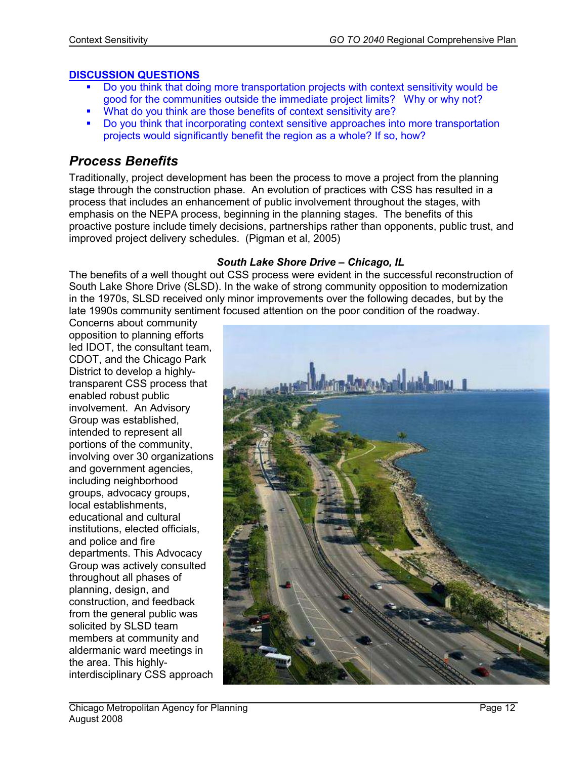**DISCUSSION QUESTIONS**

- Do you think that doing more transportation projects with context sensitivity would be good for the communities outside the immediate project limits? Why or why not?
- What do you think are those benefits of context sensitivity are?
- Do you think that incorporating context sensitive approaches into more transportation projects would significantly benefit the region as a whole? If so, how?

## *Process Benefits*

Traditionally, project development has been the process to move a project from the planning stage through the construction phase. An evolution of practices with CSS has resulted in a process that includes an enhancement of public involvement throughout the stages, with emphasis on the NEPA process, beginning in the planning stages. The benefits of this proactive posture include timely decisions, partnerships rather than opponents, public trust, and improved project delivery schedules. (Pigman et al, 2005)

***South Lake Shore Drive – Chicago, IL***

The benefits of a well thought out CSS process were evident in the successful reconstruction of South Lake Shore Drive (SLSD). In the wake of strong community opposition to modernization in the 1970s, SLSD received only minor improvements over the following decades, but by the late 1990s community sentiment focused attention on the poor condition of the roadway. Concerns about community opposition to planning efforts led IDOT, the consultant team, CDOT, and the Chicago Park District to develop a highly-transparent CSS process that enabled robust public involvement. An Advisory Group was established, intended to represent all portions of the community, involving over 30 organizations and government agencies, including neighborhood groups, advocacy groups, local establishments, educational and cultural institutions, elected officials, and police and fire departments. This Advocacy Group was actively consulted throughout all phases of planning, design, and construction, and feedback from the general public was solicited by SLSD team members at community and aldermanic ward meetings in the area. This highly-interdisciplinary CSS approach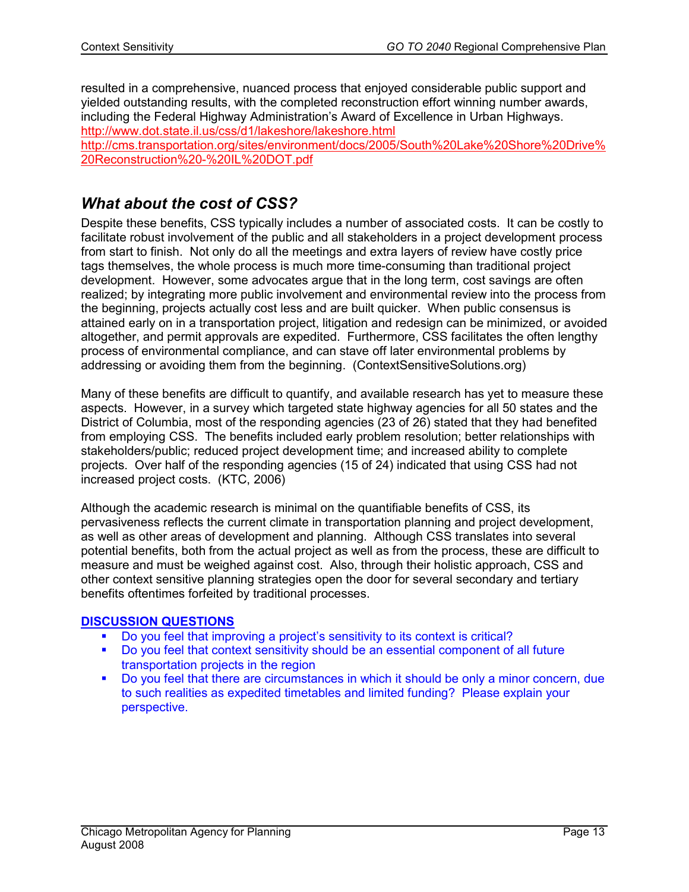resulted in a comprehensive, nuanced process that enjoyed considerable public support and yielded outstanding results, with the completed reconstruction effort winning number awards, including the Federal Highway Administration's Award of Excellence in Urban Highways.
http://www.dot.state.il.us/css/d1/lakeshore/lakeshore.html
http://cms.transportation.org/sites/environment/docs/2005/South%20Lake%20Shore%20Drive%20Reconstruction%20-%20IL%20DOT.pdf

## *What about the cost of CSS?*

Despite these benefits, CSS typically includes a number of associated costs. It can be costly to facilitate robust involvement of the public and all stakeholders in a project development process from start to finish. Not only do all the meetings and extra layers of review have costly price tags themselves, the whole process is much more time-consuming than traditional project development. However, some advocates argue that in the long term, cost savings are often realized; by integrating more public involvement and environmental review into the process from the beginning, projects actually cost less and are built quicker. When public consensus is attained early on in a transportation project, litigation and redesign can be minimized, or avoided altogether, and permit approvals are expedited. Furthermore, CSS facilitates the often lengthy process of environmental compliance, and can stave off later environmental problems by addressing or avoiding them from the beginning. (ContextSensitiveSolutions.org)

Many of these benefits are difficult to quantify, and available research has yet to measure these aspects. However, in a survey which targeted state highway agencies for all 50 states and the District of Columbia, most of the responding agencies (23 of 26) stated that they had benefited from employing CSS. The benefits included early problem resolution; better relationships with stakeholders/public; reduced project development time; and increased ability to complete projects. Over half of the responding agencies (15 of 24) indicated that using CSS had not increased project costs. (KTC, 2006)

Although the academic research is minimal on the quantifiable benefits of CSS, its pervasiveness reflects the current climate in transportation planning and project development, as well as other areas of development and planning. Although CSS translates into several potential benefits, both from the actual project as well as from the process, these are difficult to measure and must be weighed against cost. Also, through their holistic approach, CSS and other context sensitive planning strategies open the door for several secondary and tertiary benefits oftentimes forfeited by traditional processes.

**DISCUSSION QUESTIONS**

- Do you feel that improving a project's sensitivity to its context is critical?
- Do you feel that context sensitivity should be an essential component of all future transportation projects in the region
- Do you feel that there are circumstances in which it should be only a minor concern, due to such realities as expedited timetables and limited funding? Please explain your perspective.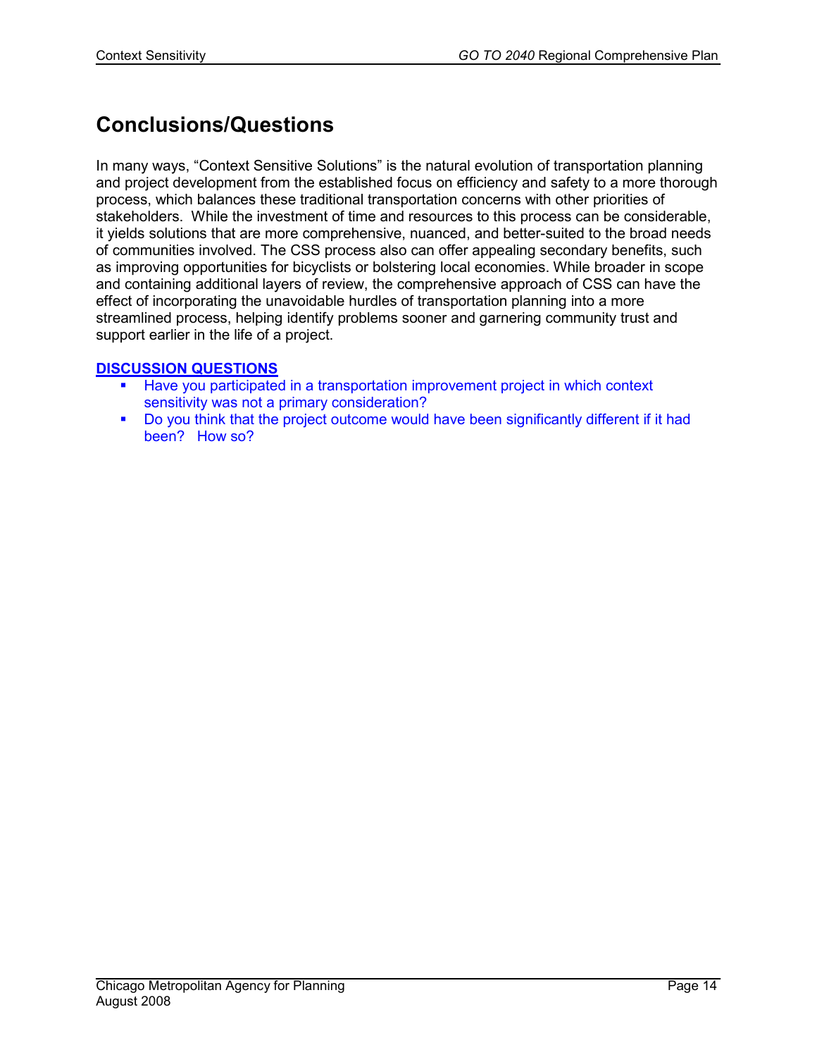## Conclusions/Questions

In many ways, "Context Sensitive Solutions" is the natural evolution of transportation planning and project development from the established focus on efficiency and safety to a more thorough process, which balances these traditional transportation concerns with other priorities of stakeholders. While the investment of time and resources to this process can be considerable, it yields solutions that are more comprehensive, nuanced, and better-suited to the broad needs of communities involved. The CSS process also can offer appealing secondary benefits, such as improving opportunities for bicyclists or bolstering local economies. While broader in scope and containing additional layers of review, the comprehensive approach of CSS can have the effect of incorporating the unavoidable hurdles of transportation planning into a more streamlined process, helping identify problems sooner and garnering community trust and support earlier in the life of a project.

**DISCUSSION QUESTIONS**

- Have you participated in a transportation improvement project in which context sensitivity was not a primary consideration?
- Do you think that the project outcome would have been significantly different if it had been? How so?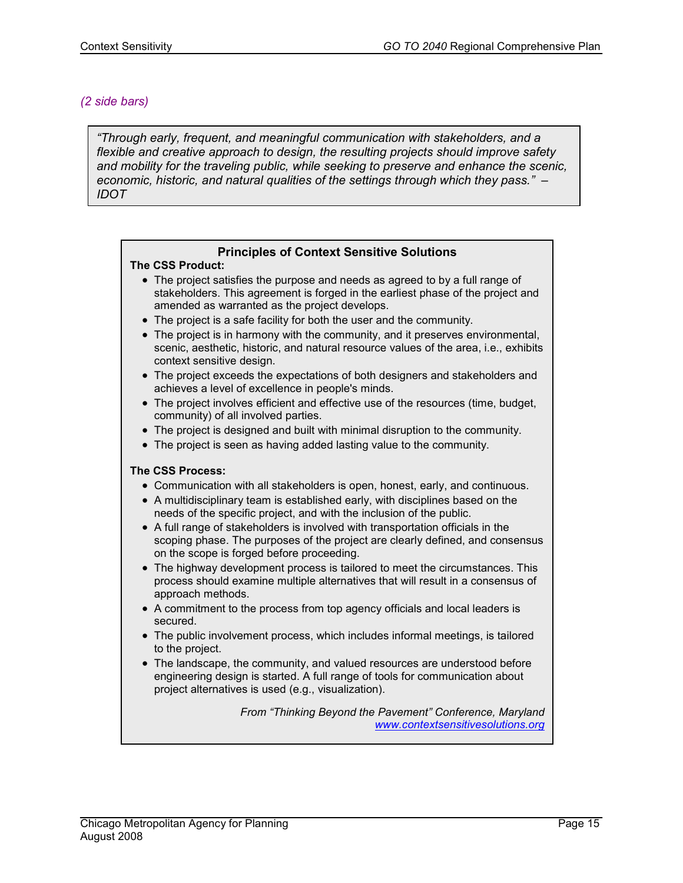*(2 side bars)*

> *"Through early, frequent, and meaningful communication with stakeholders, and a flexible and creative approach to design, the resulting projects should improve safety and mobility for the traveling public, while seeking to preserve and enhance the scenic, economic, historic, and natural qualities of the settings through which they pass." – IDOT*

### Principles of Context Sensitive Solutions

**The CSS Product:**

- The project satisfies the purpose and needs as agreed to by a full range of stakeholders. This agreement is forged in the earliest phase of the project and amended as warranted as the project develops.
- The project is a safe facility for both the user and the community.
- The project is in harmony with the community, and it preserves environmental, scenic, aesthetic, historic, and natural resource values of the area, i.e., exhibits context sensitive design.
- The project exceeds the expectations of both designers and stakeholders and achieves a level of excellence in people's minds.
- The project involves efficient and effective use of the resources (time, budget, community) of all involved parties.
- The project is designed and built with minimal disruption to the community.
- The project is seen as having added lasting value to the community.

**The CSS Process:**

- Communication with all stakeholders is open, honest, early, and continuous.
- A multidisciplinary team is established early, with disciplines based on the needs of the specific project, and with the inclusion of the public.
- A full range of stakeholders is involved with transportation officials in the scoping phase. The purposes of the project are clearly defined, and consensus on the scope is forged before proceeding.
- The highway development process is tailored to meet the circumstances. This process should examine multiple alternatives that will result in a consensus of approach methods.
- A commitment to the process from top agency officials and local leaders is secured.
- The public involvement process, which includes informal meetings, is tailored to the project.
- The landscape, the community, and valued resources are understood before engineering design is started. A full range of tools for communication about project alternatives is used (e.g., visualization).

*From "Thinking Beyond the Pavement" Conference, Maryland*
*www.contextsensitivesolutions.org*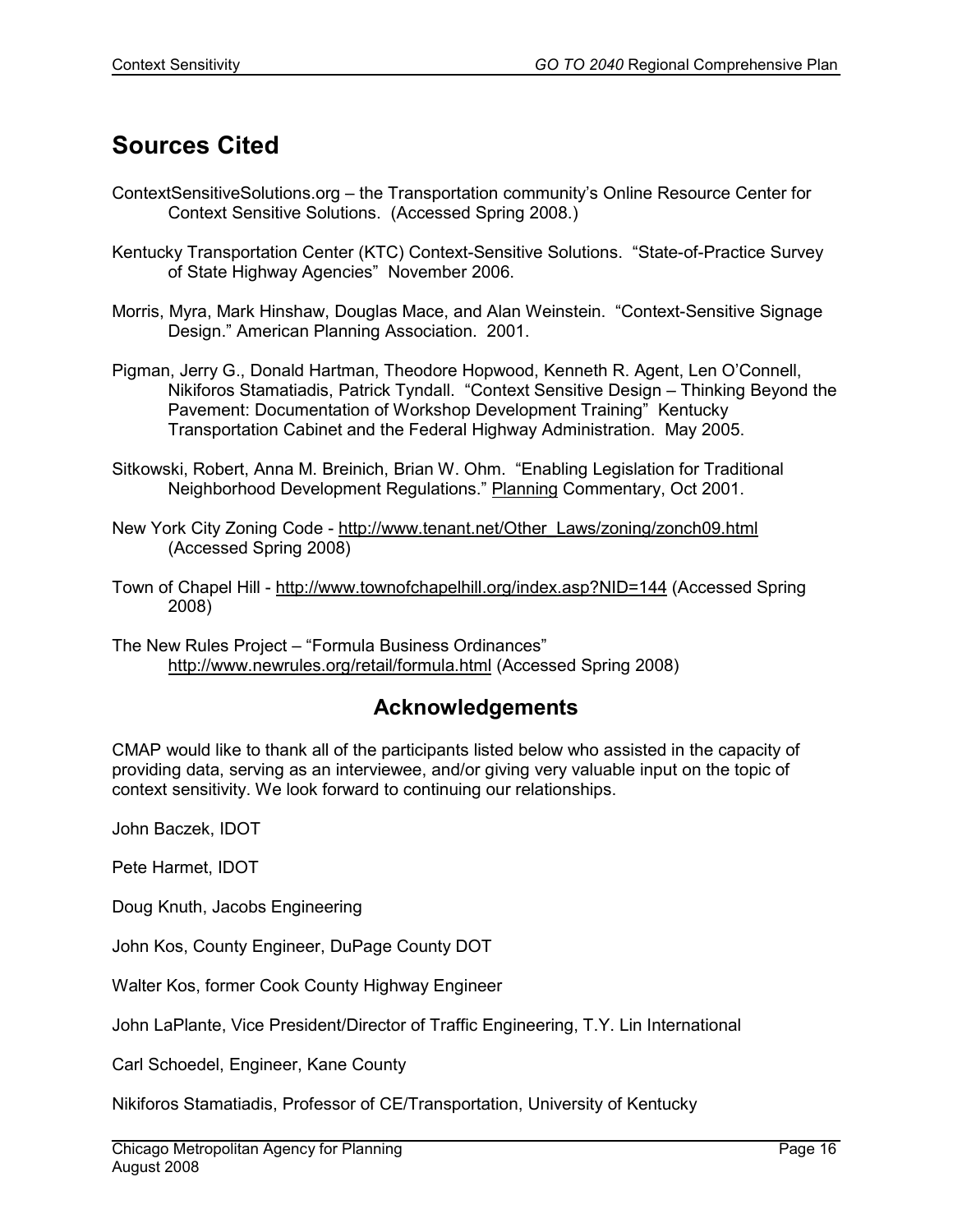## Sources Cited

ContextSensitiveSolutions.org – the Transportation community's Online Resource Center for Context Sensitive Solutions. (Accessed Spring 2008.)

Kentucky Transportation Center (KTC) Context-Sensitive Solutions. "State-of-Practice Survey of State Highway Agencies" November 2006.

Morris, Myra, Mark Hinshaw, Douglas Mace, and Alan Weinstein. "Context-Sensitive Signage Design." American Planning Association. 2001.

Pigman, Jerry G., Donald Hartman, Theodore Hopwood, Kenneth R. Agent, Len O'Connell, Nikiforos Stamatiadis, Patrick Tyndall. "Context Sensitive Design – Thinking Beyond the Pavement: Documentation of Workshop Development Training" Kentucky Transportation Cabinet and the Federal Highway Administration. May 2005.

Sitkowski, Robert, Anna M. Breinich, Brian W. Ohm. "Enabling Legislation for Traditional Neighborhood Development Regulations." Planning Commentary, Oct 2001.

New York City Zoning Code - http://www.tenant.net/Other_Laws/zoning/zonch09.html (Accessed Spring 2008)

Town of Chapel Hill - http://www.townofchapelhill.org/index.asp?NID=144 (Accessed Spring 2008)

The New Rules Project – "Formula Business Ordinances" http://www.newrules.org/retail/formula.html (Accessed Spring 2008)

## Acknowledgements

CMAP would like to thank all of the participants listed below who assisted in the capacity of providing data, serving as an interviewee, and/or giving very valuable input on the topic of context sensitivity. We look forward to continuing our relationships.

John Baczek, IDOT

Pete Harmet, IDOT

Doug Knuth, Jacobs Engineering

John Kos, County Engineer, DuPage County DOT

Walter Kos, former Cook County Highway Engineer

John LaPlante, Vice President/Director of Traffic Engineering, T.Y. Lin International

Carl Schoedel, Engineer, Kane County

Nikiforos Stamatiadis, Professor of CE/Transportation, University of Kentucky